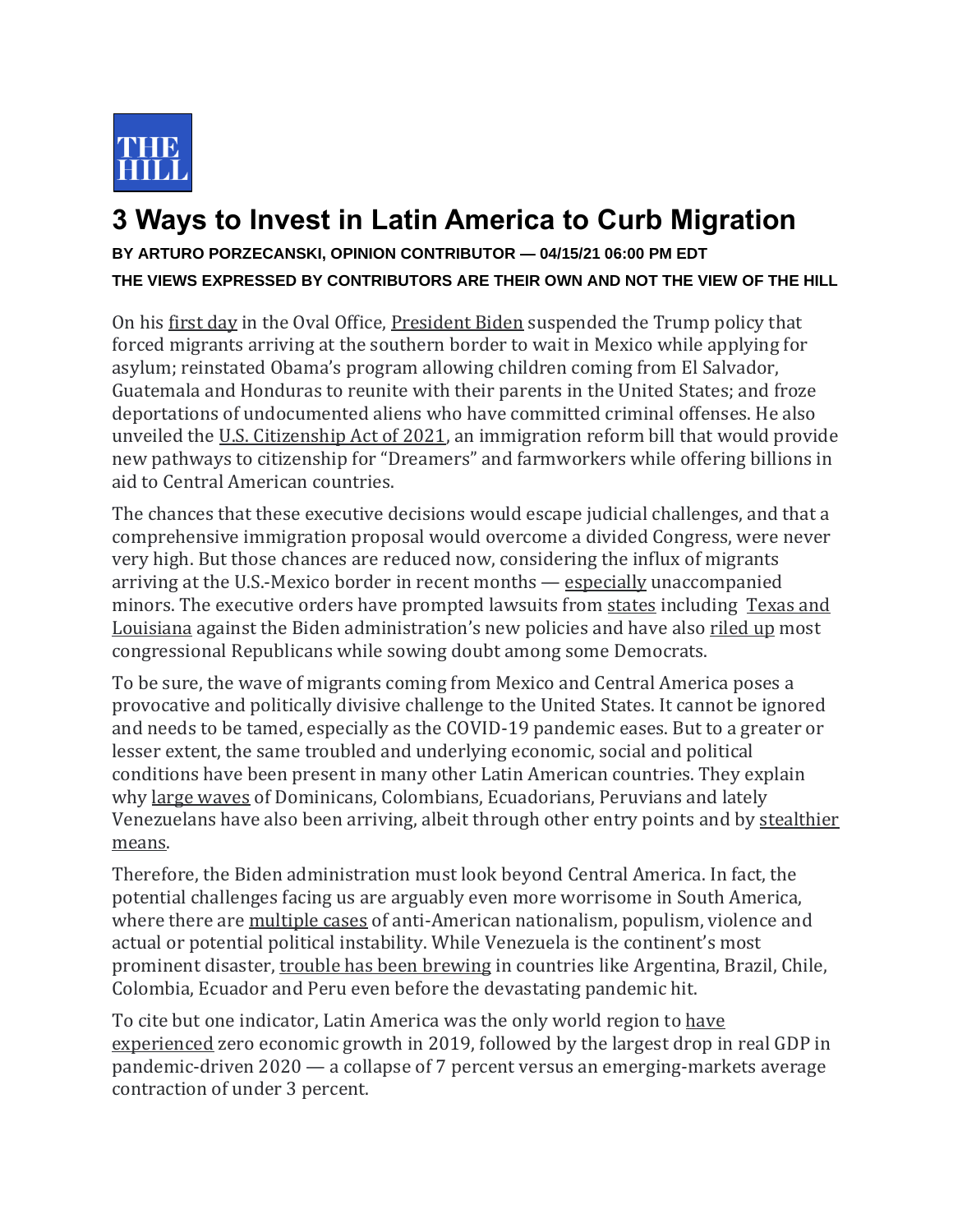THE HILL

# 3 Ways to Invest in Latin America to Curb Migration

**BY ARTURO PORZECANSKI, OPINION CONTRIBUTOR — 04/15/21 06:00 PM EDT**

**THE VIEWS EXPRESSED BY CONTRIBUTORS ARE THEIR OWN AND NOT THE VIEW OF THE HILL**

On his first day in the Oval Office, President Biden suspended the Trump policy that forced migrants arriving at the southern border to wait in Mexico while applying for asylum; reinstated Obama's program allowing children coming from El Salvador, Guatemala and Honduras to reunite with their parents in the United States; and froze deportations of undocumented aliens who have committed criminal offenses. He also unveiled the U.S. Citizenship Act of 2021, an immigration reform bill that would provide new pathways to citizenship for "Dreamers" and farmworkers while offering billions in aid to Central American countries.

The chances that these executive decisions would escape judicial challenges, and that a comprehensive immigration proposal would overcome a divided Congress, were never very high. But those chances are reduced now, considering the influx of migrants arriving at the U.S.-Mexico border in recent months — especially unaccompanied minors. The executive orders have prompted lawsuits from states including Texas and Louisiana against the Biden administration's new policies and have also riled up most congressional Republicans while sowing doubt among some Democrats.

To be sure, the wave of migrants coming from Mexico and Central America poses a provocative and politically divisive challenge to the United States. It cannot be ignored and needs to be tamed, especially as the COVID-19 pandemic eases. But to a greater or lesser extent, the same troubled and underlying economic, social and political conditions have been present in many other Latin American countries. They explain why large waves of Dominicans, Colombians, Ecuadorians, Peruvians and lately Venezuelans have also been arriving, albeit through other entry points and by stealthier means.

Therefore, the Biden administration must look beyond Central America. In fact, the potential challenges facing us are arguably even more worrisome in South America, where there are multiple cases of anti-American nationalism, populism, violence and actual or potential political instability. While Venezuela is the continent's most prominent disaster, trouble has been brewing in countries like Argentina, Brazil, Chile, Colombia, Ecuador and Peru even before the devastating pandemic hit.

To cite but one indicator, Latin America was the only world region to have experienced zero economic growth in 2019, followed by the largest drop in real GDP in pandemic-driven 2020 — a collapse of 7 percent versus an emerging-markets average contraction of under 3 percent.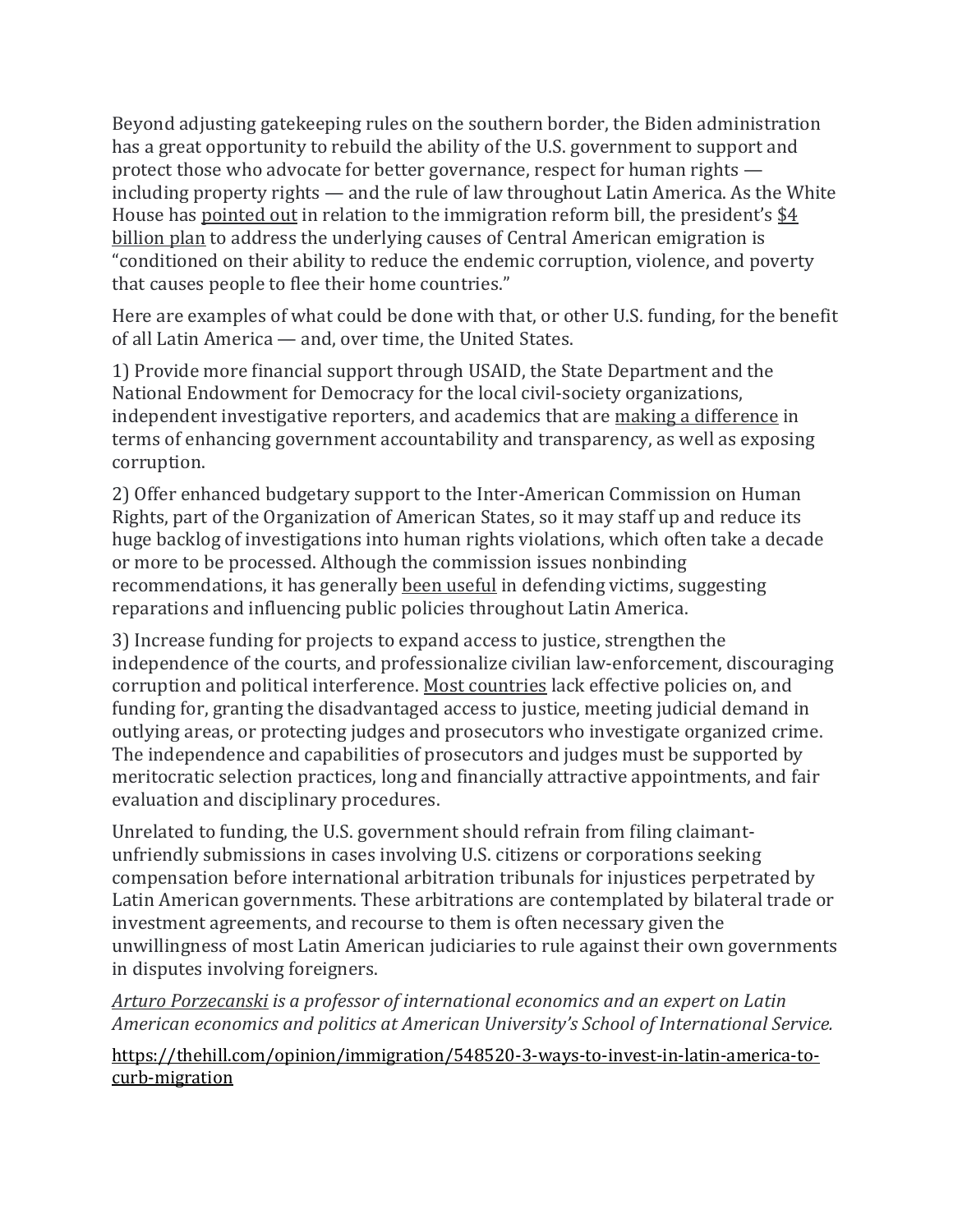Beyond adjusting gatekeeping rules on the southern border, the Biden administration has a great opportunity to rebuild the ability of the U.S. government to support and protect those who advocate for better governance, respect for human rights — including property rights — and the rule of law throughout Latin America. As the White House has pointed out in relation to the immigration reform bill, the president's $4 billion plan to address the underlying causes of Central American emigration is "conditioned on their ability to reduce the endemic corruption, violence, and poverty that causes people to flee their home countries."

Here are examples of what could be done with that, or other U.S. funding, for the benefit of all Latin America — and, over time, the United States.

1) Provide more financial support through USAID, the State Department and the National Endowment for Democracy for the local civil-society organizations, independent investigative reporters, and academics that are making a difference in terms of enhancing government accountability and transparency, as well as exposing corruption.

2) Offer enhanced budgetary support to the Inter-American Commission on Human Rights, part of the Organization of American States, so it may staff up and reduce its huge backlog of investigations into human rights violations, which often take a decade or more to be processed. Although the commission issues nonbinding recommendations, it has generally been useful in defending victims, suggesting reparations and influencing public policies throughout Latin America.

3) Increase funding for projects to expand access to justice, strengthen the independence of the courts, and professionalize civilian law-enforcement, discouraging corruption and political interference. Most countries lack effective policies on, and funding for, granting the disadvantaged access to justice, meeting judicial demand in outlying areas, or protecting judges and prosecutors who investigate organized crime. The independence and capabilities of prosecutors and judges must be supported by meritocratic selection practices, long and financially attractive appointments, and fair evaluation and disciplinary procedures.

Unrelated to funding, the U.S. government should refrain from filing claimant-unfriendly submissions in cases involving U.S. citizens or corporations seeking compensation before international arbitration tribunals for injustices perpetrated by Latin American governments. These arbitrations are contemplated by bilateral trade or investment agreements, and recourse to them is often necessary given the unwillingness of most Latin American judiciaries to rule against their own governments in disputes involving foreigners.

*Arturo Porzecanski is a professor of international economics and an expert on Latin American economics and politics at American University's School of International Service.*

https://thehill.com/opinion/immigration/548520-3-ways-to-invest-in-latin-america-to-curb-migration